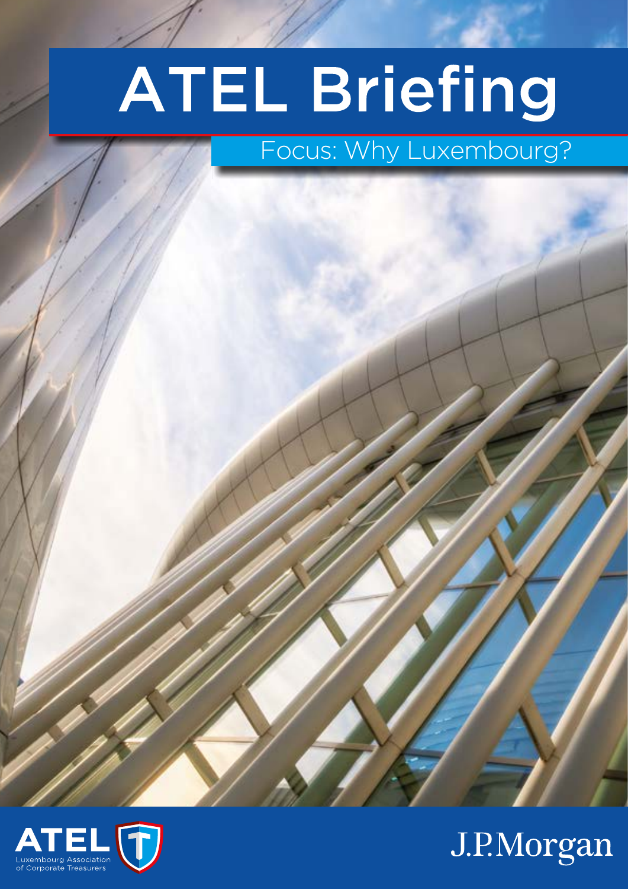# ATEL Briefing

## Focus: Why Luxembourg?

ATEL
Luxembourg Association of Corporate Treasurers

J.P.Morgan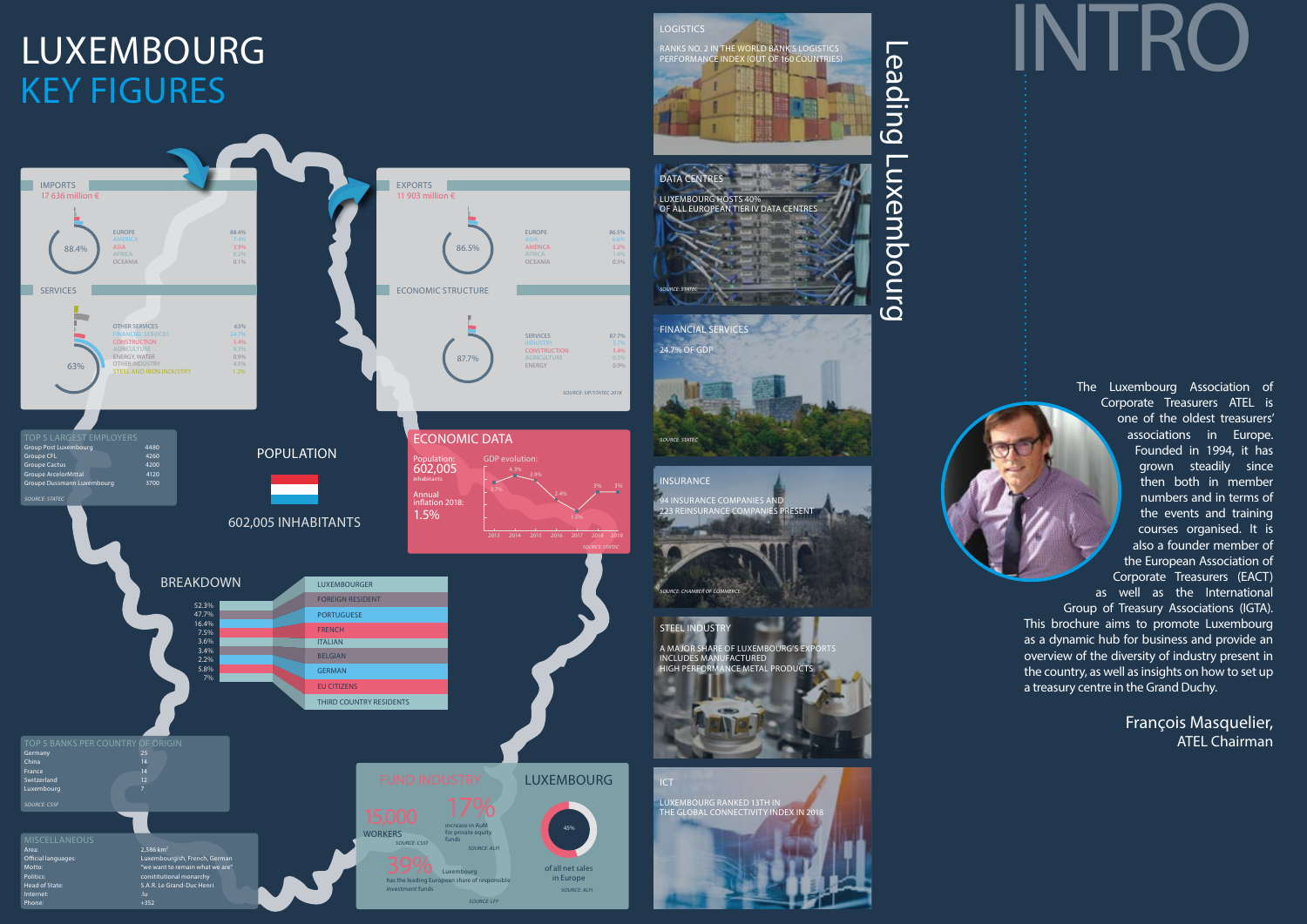# LUXEMBOURG
## KEY FIGURES

### IMPORTS
17 636 million €

88.4%

| Region | % |
|---|---|
| EUROPE | 88.4% |
| AMERICA | 7.4% |
| ASIA | 3.9% |
| AFRICA | 0.2% |
| OCEANIA | 0.1% |

### EXPORTS
11 903 million €

86.5%

| Region | % |
|---|---|
| EUROPE | 86.5% |
| ASIA | 6.8% |
| AMERICA | 5.2% |
| AFRICA | 1.4% |
| OCEANIA | 0.1% |

### SERVICES

63%

| Sector | % |
|---|---|
| OTHER SERVICES | 63% |
| FINANCIAL SERVICES | 24.7% |
| CONSTRUCTION | 5.4% |
| AGRICULTURE | 0.3% |
| ENERGY, WATER | 0.9% |
| OTHER INDUSTRY | 4.5% |
| STEEL AND IRON INDUSTRY | 1.2% |

### ECONOMIC STRUCTURE

87.7%

| Sector | % |
|---|---|
| SERVICES | 87.7% |
| INDUSTRY | 5.7% |
| CONSTRUCTION | 5.4% |
| AGRICULTURE | 0.3% |
| ENERGY | 0.9% |

SOURCE: SIP/STATEC 2018

### TOP 5 LARGEST EMPLOYERS

| Employer | Employees |
|---|---|
| Group Post Luxembourg | 4480 |
| Groupe CFL | 4260 |
| Groupe Cactus | 4200 |
| Groupe ArcelorMittal | 4120 |
| Groupe Dussmann Luxembourg | 3700 |

SOURCE: STATEC

### POPULATION

602,005 INHABITANTS

### ECONOMIC DATA

Population: 602,005 inhabitants

Annual inflation 2018: 1.5%

GDP evolution:

| Year | 2013 | 2014 | 2015 | 2016 | 2017 | 2018 | 2019 |
|---|---|---|---|---|---|---|---|
| GDP | 3.7% | 4.3% | 3.9% | 2.4% | 1.5% | 3% | 3% |

SOURCE: STATEC

### BREAKDOWN

| Group | % |
|---|---|
| LUXEMBOURGER | 52.3% |
| FOREIGN RESIDENT | 47.7% |
| PORTUGUESE | 16.4% |
| FRENCH | 7.5% |
| ITALIAN | 3.6% |
| BELGIAN | 3.4% |
| GERMAN | 2.2% |
| EU CITIZENS | 5.8% |
| THIRD COUNTRY RESIDENTS | 7% |

### TOP 5 BANKS PER COUNTRY OF ORIGIN

| Country | Banks |
|---|---|
| Germany | 25 |
| China | 14 |
| France | 14 |
| Switzerland | 12 |
| Luxembourg | 7 |

SOURCE: CSSF

### MISCELLANEOUS

| | |
|---|---|
| Area: | 2,586 km² |
| Official languages: | Luxembourgish, French, German |
| Motto: | "we want to remain what we are" |
| Politics: | constitutional monarchy |
| Head of State: | S.A.R. Le Grand-Duc Henri |
| Internet: | .lu |
| Phone: | +352 |

### FUND INDUSTRY

15,000 WORKERS
SOURCE: CSSF

17% increase in AuM for private equity funds
SOURCE: ALFI

39% Luxembourg has the leading European share of responsible investment funds
SOURCE: LFF

### LUXEMBOURG

45% of all net sales in Europe
SOURCE: ALFI

## Leading Luxembourg

### LOGISTICS
RANKS NO. 2 IN THE WORLD BANK'S LOGISTICS PERFORMANCE INDEX (OUT OF 160 COUNTRIES)

### DATA CENTRES
LUXEMBOURG HOSTS 40% OF ALL EUROPEAN TIER IV DATA CENTRES

SOURCE: STATEC

### FINANCIAL SERVICES
24.7% OF GDP

SOURCE: STATEC

### INSURANCE
94 INSURANCE COMPANIES AND 223 REINSURANCE COMPANIES PRESENT

SOURCE: CHAMBER OF COMMERCE

### STEEL INDUSTRY
A MAJOR SHARE OF LUXEMBOURG'S EXPORTS INCLUDES MANUFACTURED HIGH PERFORMANCE METAL PRODUCTS

### ICT
LUXEMBOURG RANKED 13TH IN THE GLOBAL CONNECTIVITY INDEX IN 2018

# INTRO

The Luxembourg Association of Corporate Treasurers ATEL is one of the oldest treasurers' associations in Europe. Founded in 1994, it has grown steadily since then both in member numbers and in terms of the events and training courses organised. It is also a founder member of the European Association of Corporate Treasurers (EACT) as well as the International Group of Treasury Associations (IGTA). This brochure aims to promote Luxembourg as a dynamic hub for business and provide an overview of the diversity of industry present in the country, as well as insights on how to set up a treasury centre in the Grand Duchy.

François Masquelier,
ATEL Chairman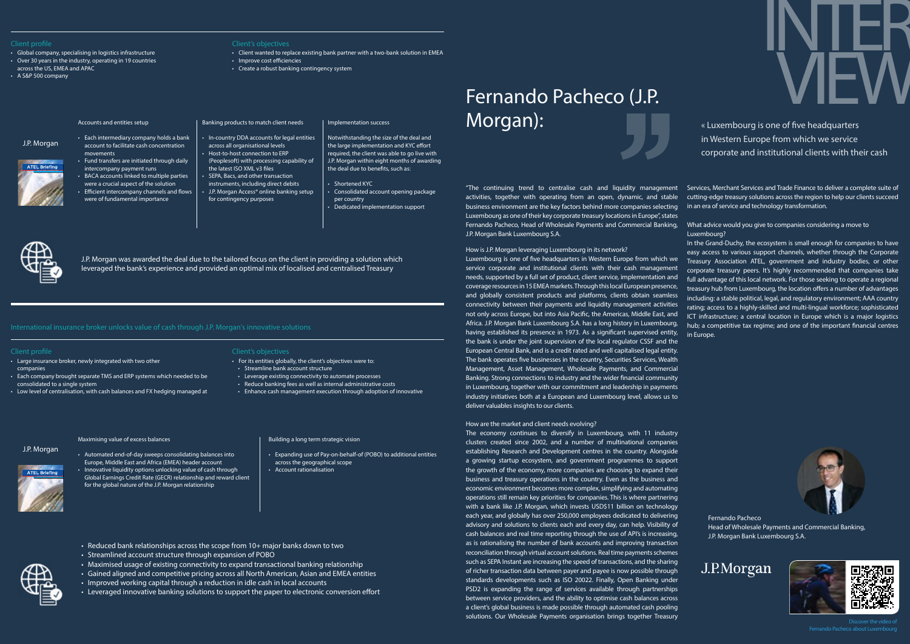## Client profile

- Global company, specialising in logistics infrastructure
- Over 30 years in the industry, operating in 19 countries across the US, EMEA and APAC
- A S&P 500 company

## Client's objectives

- Client wanted to replace existing bank partner with a two-bank solution in EMEA
- Improve cost efficiencies
- Create a robust banking contingency system

J.P. Morgan

ATEL Briefing

### Accounts and entities setup

- Each intermediary company holds a bank account to facilitate cash concentration movements
- Fund transfers are initiated through daily intercompany payment runs
- BACA accounts linked to multiple parties were a crucial aspect of the solution
- Efficient intercompany channels and flows were of fundamental importance

### Banking products to match client needs

- In-country DDA accounts for legal entities across all organisational levels
- Host-to-host connection to ERP (Peoplesoft) with processing capability of the latest ISO XML v3 files
- SEPA, Bacs, and other transaction instruments, including direct debits
- J.P. Morgan Access® online banking setup for contingency purposes

### Implementation success

Notwithstanding the size of the deal and the large implementation and KYC effort required, the client was able to go live with J.P. Morgan within eight months of awarding the deal due to benefits, such as:

- Shortened KYC
- Consolidated account opening package per country
- Dedicated implementation support

J.P. Morgan was awarded the deal due to the tailored focus on the client in providing a solution which leveraged the bank's experience and provided an optimal mix of localised and centralised Treasury

## International insurance broker unlocks value of cash through J.P. Morgan's innovative solutions

## Client profile

- Large insurance broker, newly integrated with two other companies
- Each company brought separate TMS and ERP systems which needed to be consolidated to a single system
- Low level of centralisation, with cash balances and FX hedging managed at

## Client's objectives

- For its entities globally, the client's objectives were to:
  - Streamline bank account structure
  - Leverage existing connectivity to automate processes
  - Reduce banking fees as well as internal administrative costs
  - Enhance cash management execution through adoption of innovative

J.P. Morgan

ATEL Briefing

### Maximising value of excess balances

- Automated end-of-day sweeps consolidating balances into Europe, Middle East and Africa (EMEA) header account
- Innovative liquidity options unlocking value of cash through Global Earnings Credit Rate (GECR) relationship and reward client for the global nature of the J.P. Morgan relationship

### Building a long term strategic vision

- Expanding use of Pay-on-behalf-of (POBO) to additional entities across the geographical scope
- Account rationalisation

- Reduced bank relationships across the scope from 10+ major banks down to two
- Streamlined account structure through expansion of POBO
- Maximised usage of existing connectivity to expand transactional banking relationship
- Gained aligned and competitive pricing across all North American, Asian and EMEA entities
- Improved working capital through a reduction in idle cash in local accounts
- Leveraged innovative banking solutions to support the paper to electronic conversion effort

# INTERVIEW

# Fernando Pacheco (J.P. Morgan):

« Luxembourg is one of five headquarters in Western Europe from which we service corporate and institutional clients with their cash

"The continuing trend to centralise cash and liquidity management activities, together with operating from an open, dynamic, and stable business environment are the key factors behind more companies selecting Luxembourg as one of their key corporate treasury locations in Europe", states Fernando Pacheco, Head of Wholesale Payments and Commercial Banking, J.P. Morgan Bank Luxembourg S.A.

**How is J.P. Morgan leveraging Luxembourg in its network?**

Luxembourg is one of five headquarters in Western Europe from which we service corporate and institutional clients with their cash management needs, supported by a full set of product, client service, implementation and coverage resources in 15 EMEA markets. Through this local European presence, and globally consistent products and platforms, clients obtain seamless connectivity between their payments and liquidity management activities not only across Europe, but into Asia Pacific, the Americas, Middle East, and Africa. J.P. Morgan Bank Luxembourg S.A. has a long history in Luxembourg, having established its presence in 1973. As a significant supervised entity, the bank is under the joint supervision of the local regulator CSSF and the European Central Bank, and is a credit rated and well capitalised legal entity. The bank operates five businesses in the country, Securities Services, Wealth Management, Asset Management, Wholesale Payments, and Commercial Banking. Strong connections to industry and the wider financial community in Luxembourg, together with our commitment and leadership in payments industry initiatives both at a European and Luxembourg level, allows us to deliver valuables insights to our clients.

**How are the market and client needs evolving?**

The economy continues to diversify in Luxembourg, with 11 industry clusters created since 2002, and a number of multinational companies establishing Research and Development centres in the country. Alongside a growing startup ecosystem, and government programmes to support the growth of the economy, more companies are choosing to expand their business and treasury operations in the country. Even as the business and economic environment becomes more complex, simplifying and automating operations still remain key priorities for companies. This is where partnering with a bank like J.P. Morgan, which invests USD$11 billion on technology each year, and globally has over 250,000 employees dedicated to delivering advisory and solutions to clients each and every day, can help. Visibility of cash balances and real time reporting through the use of API's is increasing, as is rationalising the number of bank accounts and improving transaction reconciliation through virtual account solutions. Real time payments schemes such as SEPA Instant are increasing the speed of transactions, and the sharing of richer transaction data between payer and payee is now possible through standards developments such as ISO 20022. Finally, Open Banking under PSD2 is expanding the range of services available through partnerships between service providers, and the ability to optimise cash balances across a client's global business is made possible through automated cash pooling solutions. Our Wholesale Payments organisation brings together Treasury Services, Merchant Services and Trade Finance to deliver a complete suite of cutting-edge treasury solutions across the region to help our clients succeed in an era of service and technology transformation.

**What advice would you give to companies considering a move to Luxembourg?**

In the Grand-Duchy, the ecosystem is small enough for companies to have easy access to various support channels, whether through the Corporate Treasury Association ATEL, government and industry bodies, or other corporate treasury peers. It's highly recommended that companies take full advantage of this local network. For those seeking to operate a regional treasury hub from Luxembourg, the location offers a number of advantages including: a stable political, legal, and regulatory environment; AAA country rating; access to a highly-skilled and multi-lingual workforce; sophisticated ICT infrastructure; a central location in Europe which is a major logistics hub; a competitive tax regime; and one of the important financial centres in Europe.

Fernando Pacheco
Head of Wholesale Payments and Commercial Banking, J.P. Morgan Bank Luxembourg S.A.

J.P.Morgan

Discover the video of Fernando Pacheco about Luxembourg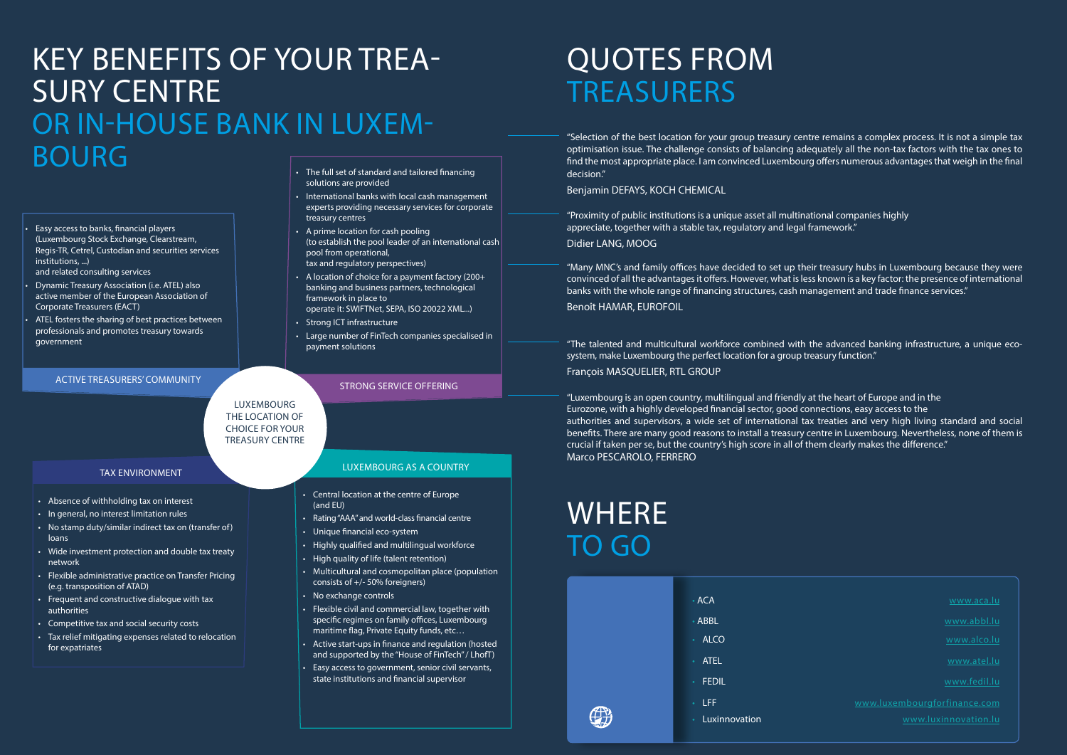# KEY BENEFITS OF YOUR TREASURY CENTRE OR IN-HOUSE BANK IN LUXEMBOURG

LUXEMBOURG THE LOCATION OF CHOICE FOR YOUR TREASURY CENTRE

## ACTIVE TREASURERS' COMMUNITY

- Easy access to banks, financial players (Luxembourg Stock Exchange, Clearstream, Regis-TR, Cetrel, Custodian and securities services institutions, ...) and related consulting services
- Dynamic Treasury Association (i.e. ATEL) also active member of the European Association of Corporate Treasurers (EACT)
- ATEL fosters the sharing of best practices between professionals and promotes treasury towards government

## STRONG SERVICE OFFERING

- The full set of standard and tailored financing solutions are provided
- International banks with local cash management experts providing necessary services for corporate treasury centres
- A prime location for cash pooling (to establish the pool leader of an international cash pool from operational, tax and regulatory perspectives)
- A location of choice for a payment factory (200+ banking and business partners, technological framework in place to operate it: SWIFTNet, SEPA, ISO 20022 XML...)
- Strong ICT infrastructure
- Large number of FinTech companies specialised in payment solutions

## TAX ENVIRONMENT

- Absence of withholding tax on interest
- In general, no interest limitation rules
- No stamp duty/similar indirect tax on (transfer of) loans
- Wide investment protection and double tax treaty network
- Flexible administrative practice on Transfer Pricing (e.g. transposition of ATAD)
- Frequent and constructive dialogue with tax authorities
- Competitive tax and social security costs
- Tax relief mitigating expenses related to relocation for expatriates

## LUXEMBOURG AS A COUNTRY

- Central location at the centre of Europe (and EU)
- Rating "AAA" and world-class financial centre
- Unique financial eco-system
- Highly qualified and multilingual workforce
- High quality of life (talent retention)
- Multicultural and cosmopolitan place (population consists of +/- 50% foreigners)
- No exchange controls
- Flexible civil and commercial law, together with specific regimes on family offices, Luxembourg maritime flag, Private Equity funds, etc…
- Active start-ups in finance and regulation (hosted and supported by the "House of FinTech" / LhofT)
- Easy access to government, senior civil servants, state institutions and financial supervisor

# QUOTES FROM TREASURERS

"Selection of the best location for your group treasury centre remains a complex process. It is not a simple tax optimisation issue. The challenge consists of balancing adequately all the non-tax factors with the tax ones to find the most appropriate place. I am convinced Luxembourg offers numerous advantages that weigh in the final decision."

Benjamin DEFAYS, KOCH CHEMICAL

"Proximity of public institutions is a unique asset all multinational companies highly appreciate, together with a stable tax, regulatory and legal framework."

Didier LANG, MOOG

"Many MNC's and family offices have decided to set up their treasury hubs in Luxembourg because they were convinced of all the advantages it offers. However, what is less known is a key factor: the presence of international banks with the whole range of financing structures, cash management and trade finance services."

Benoît HAMAR, EUROFOIL

"The talented and multicultural workforce combined with the advanced banking infrastructure, a unique eco-system, make Luxembourg the perfect location for a group treasury function."

François MASQUELIER, RTL GROUP

"Luxembourg is an open country, multilingual and friendly at the heart of Europe and in the Eurozone, with a highly developed financial sector, good connections, easy access to the authorities and supervisors, a wide set of international tax treaties and very high living standard and social benefits. There are many good reasons to install a treasury centre in Luxembourg. Nevertheless, none of them is crucial if taken per se, but the country's high score in all of them clearly makes the difference."

Marco PESCAROLO, FERRERO

# WHERE TO GO

| | |
|---|---|
| ACA | www.aca.lu |
| ABBL | www.abbl.lu |
| ALCO | www.alco.lu |
| ATEL | www.atel.lu |
| FEDIL | www.fedil.lu |
| LFF | www.luxembourgforfinance.com |
| Luxinnovation | www.luxinnovation.lu |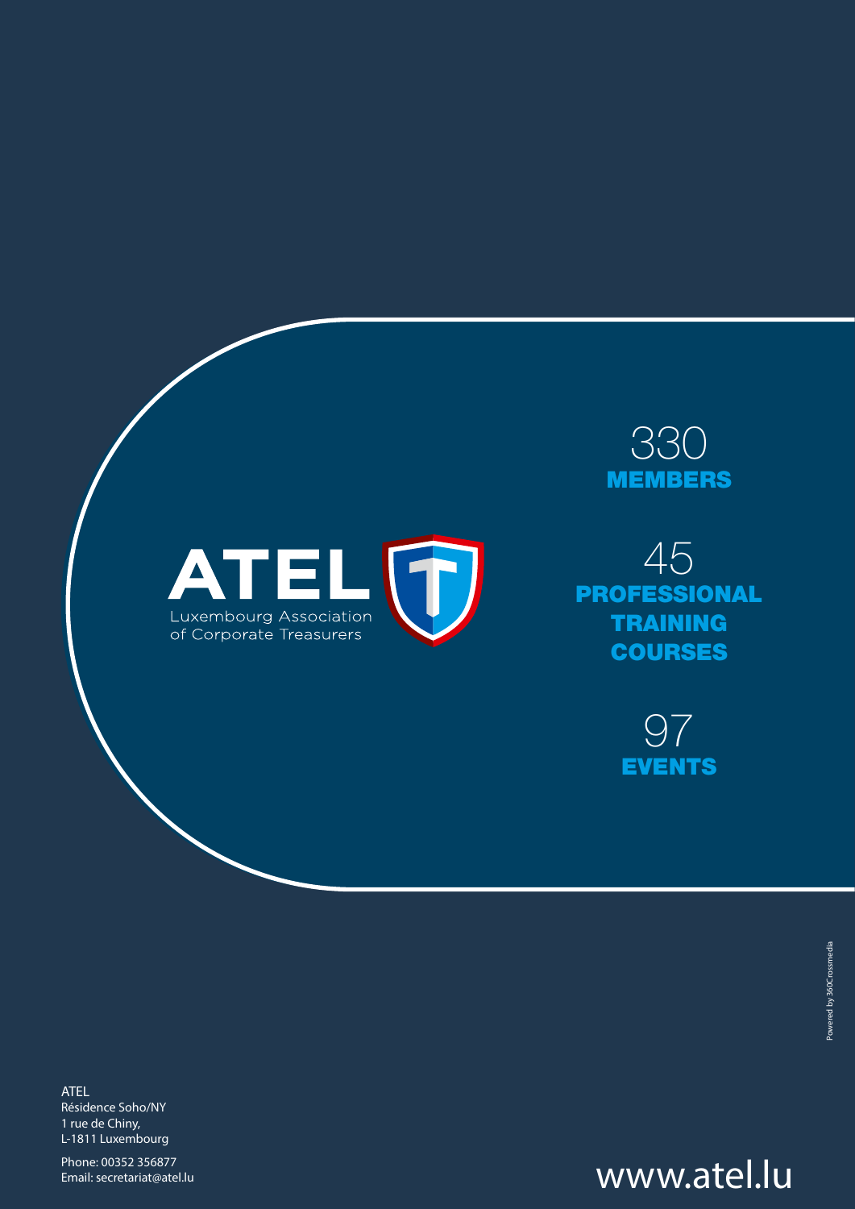**ATEL**
Luxembourg Association
of Corporate Treasurers

330
**MEMBERS**

45
**PROFESSIONAL TRAINING COURSES**

97
**EVENTS**

Powered by 360Crossmedia

ATEL
Résidence Soho/NY
1 rue de Chiny,
L-1811 Luxembourg

Phone: 00352 356877
Email: secretariat@atel.lu

www.atel.lu